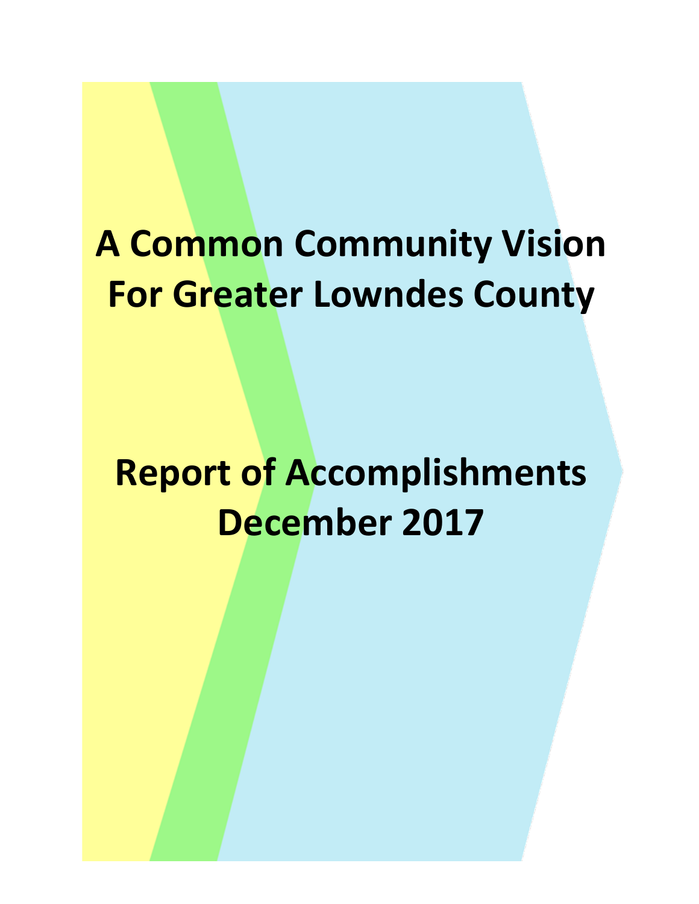# A Common Community Vision For Greater Lowndes County

# Report of Accomplishments December 2017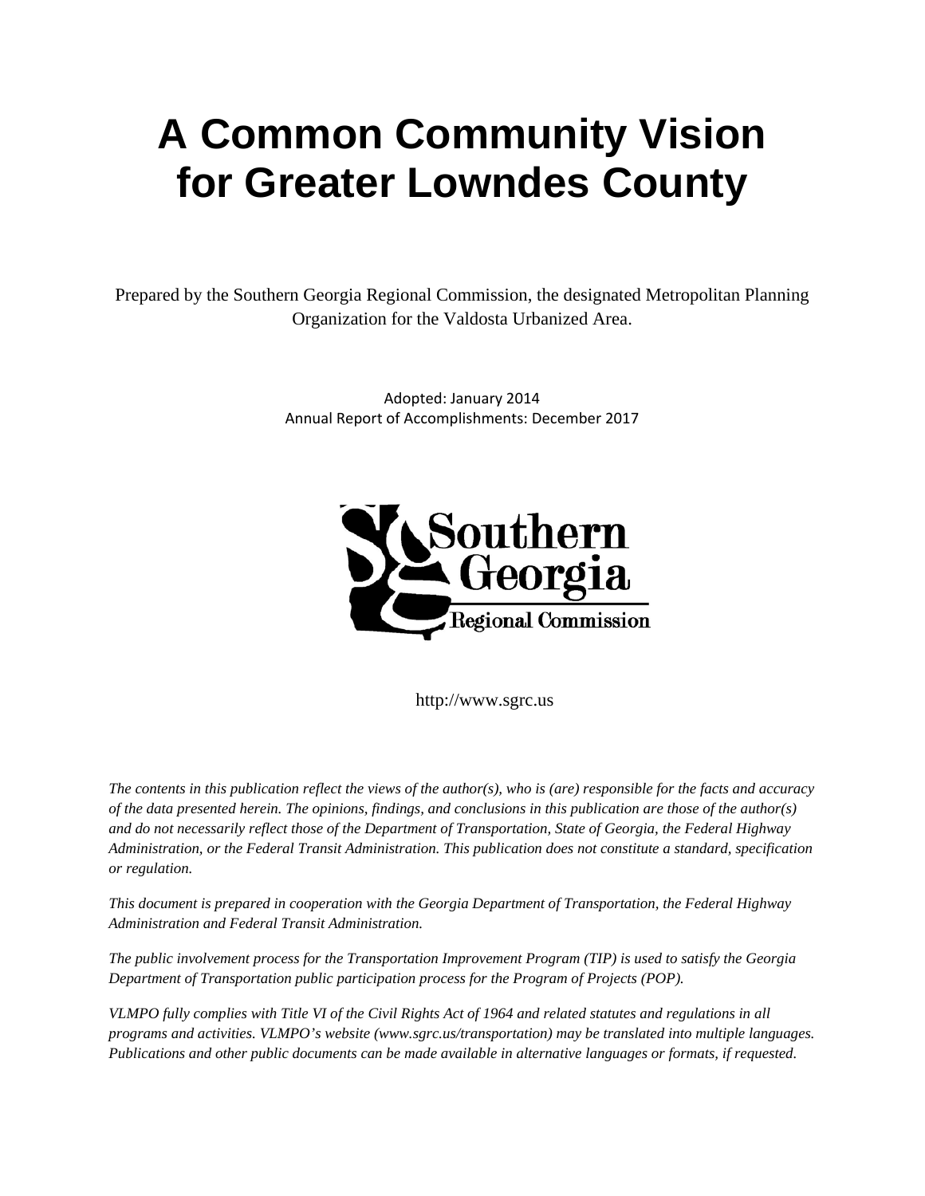# A Common Community Vision for Greater Lowndes County

Prepared by the Southern Georgia Regional Commission, the designated Metropolitan Planning Organization for the Valdosta Urbanized Area.

Adopted: January 2014
Annual Report of Accomplishments: December 2017

http://www.sgrc.us

*The contents in this publication reflect the views of the author(s), who is (are) responsible for the facts and accuracy of the data presented herein. The opinions, findings, and conclusions in this publication are those of the author(s) and do not necessarily reflect those of the Department of Transportation, State of Georgia, the Federal Highway Administration, or the Federal Transit Administration. This publication does not constitute a standard, specification or regulation.*

*This document is prepared in cooperation with the Georgia Department of Transportation, the Federal Highway Administration and Federal Transit Administration.*

*The public involvement process for the Transportation Improvement Program (TIP) is used to satisfy the Georgia Department of Transportation public participation process for the Program of Projects (POP).*

*VLMPO fully complies with Title VI of the Civil Rights Act of 1964 and related statutes and regulations in all programs and activities. VLMPO's website (www.sgrc.us/transportation) may be translated into multiple languages. Publications and other public documents can be made available in alternative languages or formats, if requested.*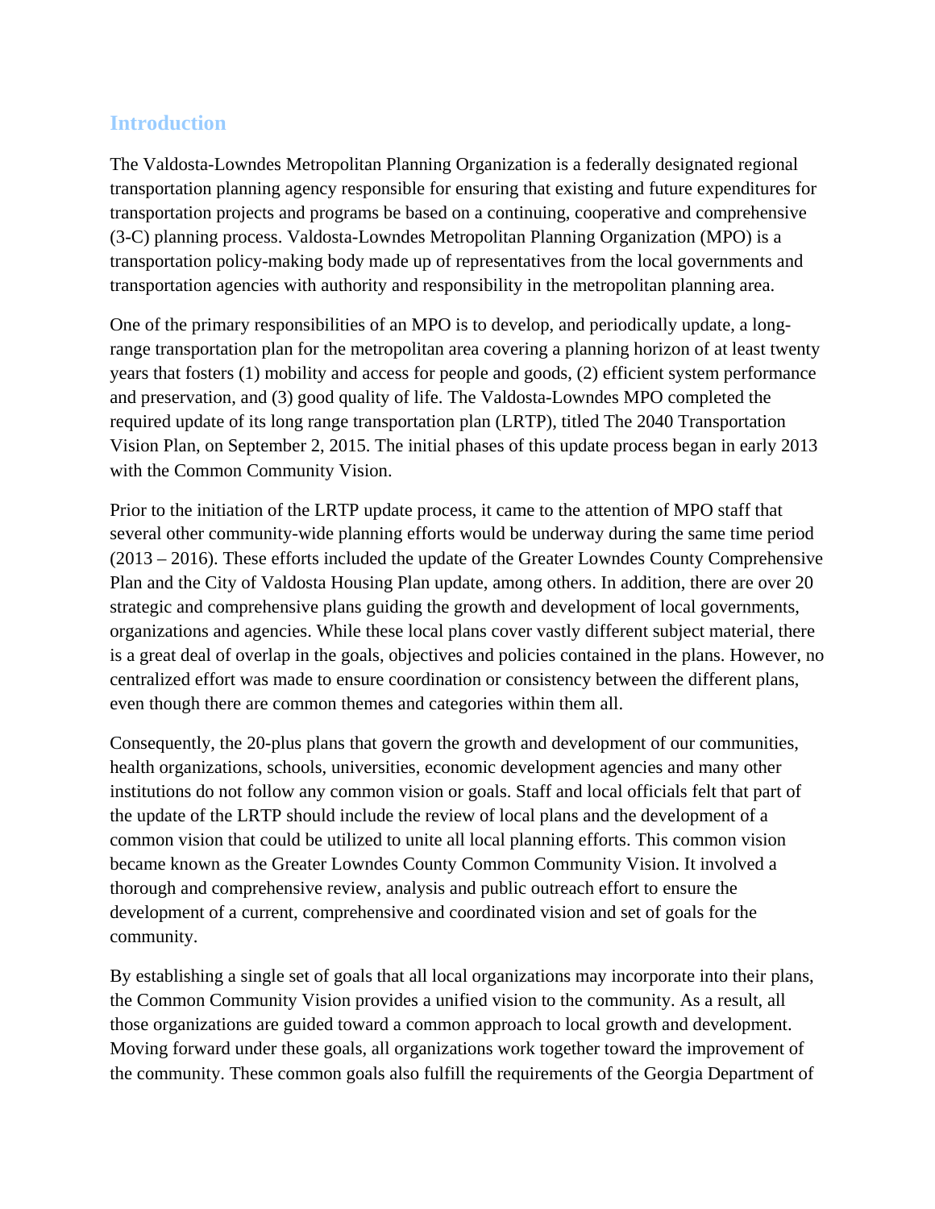## Introduction

The Valdosta-Lowndes Metropolitan Planning Organization is a federally designated regional transportation planning agency responsible for ensuring that existing and future expenditures for transportation projects and programs be based on a continuing, cooperative and comprehensive (3-C) planning process. Valdosta-Lowndes Metropolitan Planning Organization (MPO) is a transportation policy-making body made up of representatives from the local governments and transportation agencies with authority and responsibility in the metropolitan planning area.

One of the primary responsibilities of an MPO is to develop, and periodically update, a long-range transportation plan for the metropolitan area covering a planning horizon of at least twenty years that fosters (1) mobility and access for people and goods, (2) efficient system performance and preservation, and (3) good quality of life. The Valdosta-Lowndes MPO completed the required update of its long range transportation plan (LRTP), titled The 2040 Transportation Vision Plan, on September 2, 2015. The initial phases of this update process began in early 2013 with the Common Community Vision.

Prior to the initiation of the LRTP update process, it came to the attention of MPO staff that several other community-wide planning efforts would be underway during the same time period (2013 – 2016). These efforts included the update of the Greater Lowndes County Comprehensive Plan and the City of Valdosta Housing Plan update, among others. In addition, there are over 20 strategic and comprehensive plans guiding the growth and development of local governments, organizations and agencies. While these local plans cover vastly different subject material, there is a great deal of overlap in the goals, objectives and policies contained in the plans. However, no centralized effort was made to ensure coordination or consistency between the different plans, even though there are common themes and categories within them all.

Consequently, the 20-plus plans that govern the growth and development of our communities, health organizations, schools, universities, economic development agencies and many other institutions do not follow any common vision or goals. Staff and local officials felt that part of the update of the LRTP should include the review of local plans and the development of a common vision that could be utilized to unite all local planning efforts. This common vision became known as the Greater Lowndes County Common Community Vision. It involved a thorough and comprehensive review, analysis and public outreach effort to ensure the development of a current, comprehensive and coordinated vision and set of goals for the community.

By establishing a single set of goals that all local organizations may incorporate into their plans, the Common Community Vision provides a unified vision to the community. As a result, all those organizations are guided toward a common approach to local growth and development. Moving forward under these goals, all organizations work together toward the improvement of the community. These common goals also fulfill the requirements of the Georgia Department of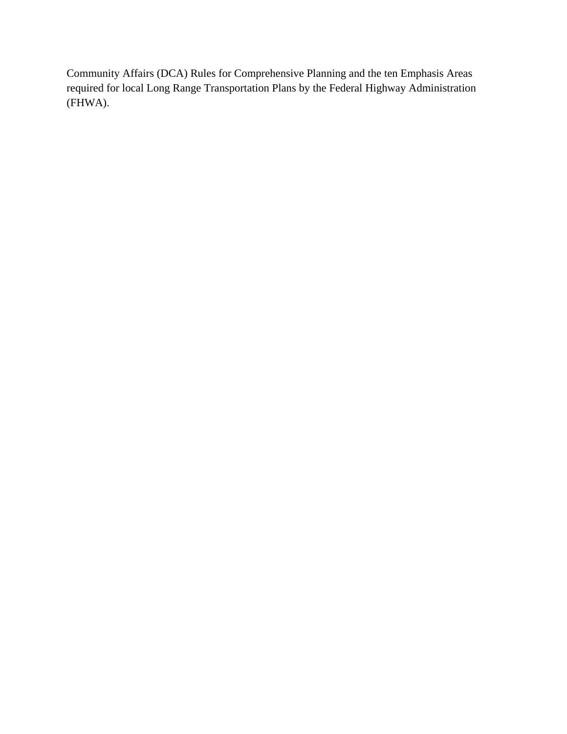Community Affairs (DCA) Rules for Comprehensive Planning and the ten Emphasis Areas required for local Long Range Transportation Plans by the Federal Highway Administration (FHWA).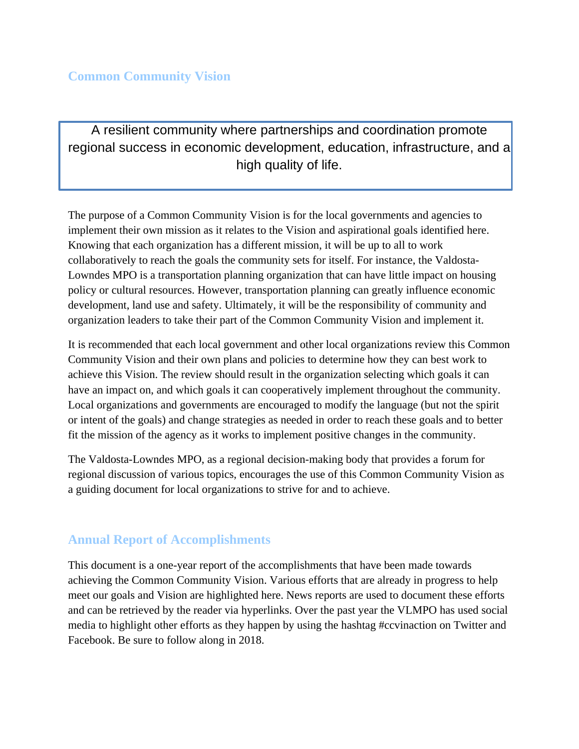## Common Community Vision

> A resilient community where partnerships and coordination promote regional success in economic development, education, infrastructure, and a high quality of life.

The purpose of a Common Community Vision is for the local governments and agencies to implement their own mission as it relates to the Vision and aspirational goals identified here. Knowing that each organization has a different mission, it will be up to all to work collaboratively to reach the goals the community sets for itself. For instance, the Valdosta-Lowndes MPO is a transportation planning organization that can have little impact on housing policy or cultural resources. However, transportation planning can greatly influence economic development, land use and safety. Ultimately, it will be the responsibility of community and organization leaders to take their part of the Common Community Vision and implement it.

It is recommended that each local government and other local organizations review this Common Community Vision and their own plans and policies to determine how they can best work to achieve this Vision. The review should result in the organization selecting which goals it can have an impact on, and which goals it can cooperatively implement throughout the community. Local organizations and governments are encouraged to modify the language (but not the spirit or intent of the goals) and change strategies as needed in order to reach these goals and to better fit the mission of the agency as it works to implement positive changes in the community.

The Valdosta-Lowndes MPO, as a regional decision-making body that provides a forum for regional discussion of various topics, encourages the use of this Common Community Vision as a guiding document for local organizations to strive for and to achieve.

## Annual Report of Accomplishments

This document is a one-year report of the accomplishments that have been made towards achieving the Common Community Vision. Various efforts that are already in progress to help meet our goals and Vision are highlighted here. News reports are used to document these efforts and can be retrieved by the reader via hyperlinks. Over the past year the VLMPO has used social media to highlight other efforts as they happen by using the hashtag #ccvinaction on Twitter and Facebook. Be sure to follow along in 2018.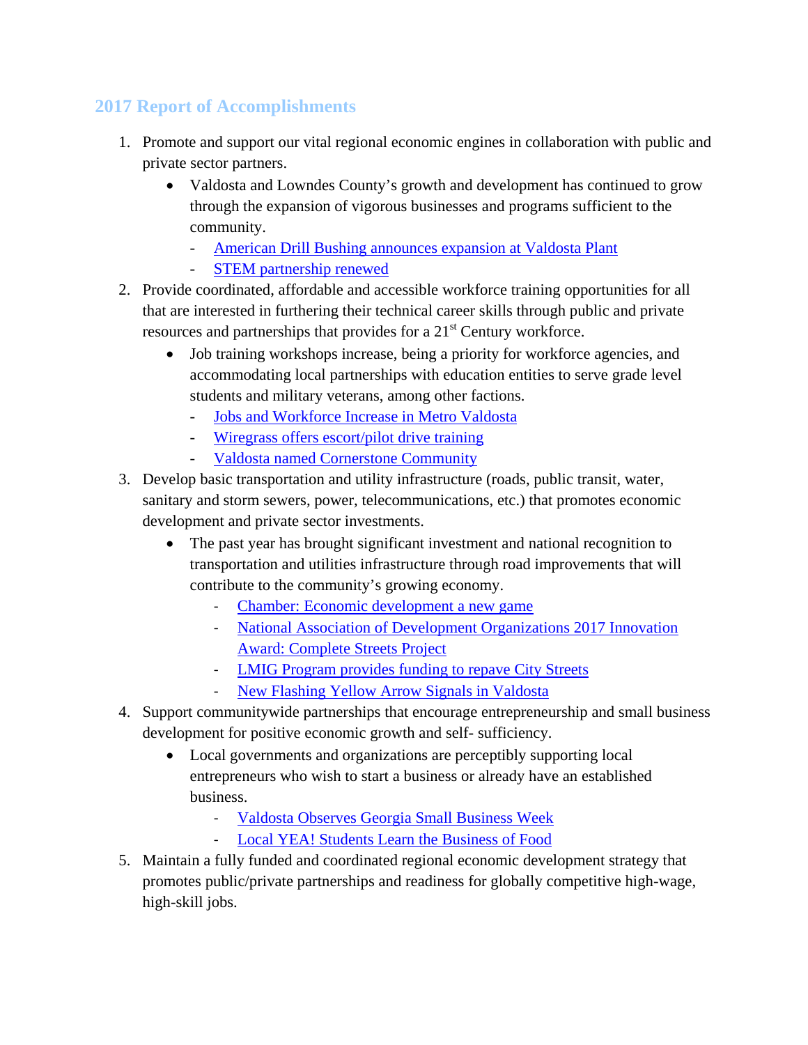## 2017 Report of Accomplishments

1. Promote and support our vital regional economic engines in collaboration with public and private sector partners.
    - Valdosta and Lowndes County's growth and development has continued to grow through the expansion of vigorous businesses and programs sufficient to the community.
        - American Drill Bushing announces expansion at Valdosta Plant
        - STEM partnership renewed
2. Provide coordinated, affordable and accessible workforce training opportunities for all that are interested in furthering their technical career skills through public and private resources and partnerships that provides for a 21st Century workforce.
    - Job training workshops increase, being a priority for workforce agencies, and accommodating local partnerships with education entities to serve grade level students and military veterans, among other factions.
        - Jobs and Workforce Increase in Metro Valdosta
        - Wiregrass offers escort/pilot drive training
        - Valdosta named Cornerstone Community
3. Develop basic transportation and utility infrastructure (roads, public transit, water, sanitary and storm sewers, power, telecommunications, etc.) that promotes economic development and private sector investments.
    - The past year has brought significant investment and national recognition to transportation and utilities infrastructure through road improvements that will contribute to the community's growing economy.
        - Chamber: Economic development a new game
        - National Association of Development Organizations 2017 Innovation Award: Complete Streets Project
        - LMIG Program provides funding to repave City Streets
        - New Flashing Yellow Arrow Signals in Valdosta
4. Support communitywide partnerships that encourage entrepreneurship and small business development for positive economic growth and self- sufficiency.
    - Local governments and organizations are perceptibly supporting local entrepreneurs who wish to start a business or already have an established business.
        - Valdosta Observes Georgia Small Business Week
        - Local YEA! Students Learn the Business of Food
5. Maintain a fully funded and coordinated regional economic development strategy that promotes public/private partnerships and readiness for globally competitive high-wage, high-skill jobs.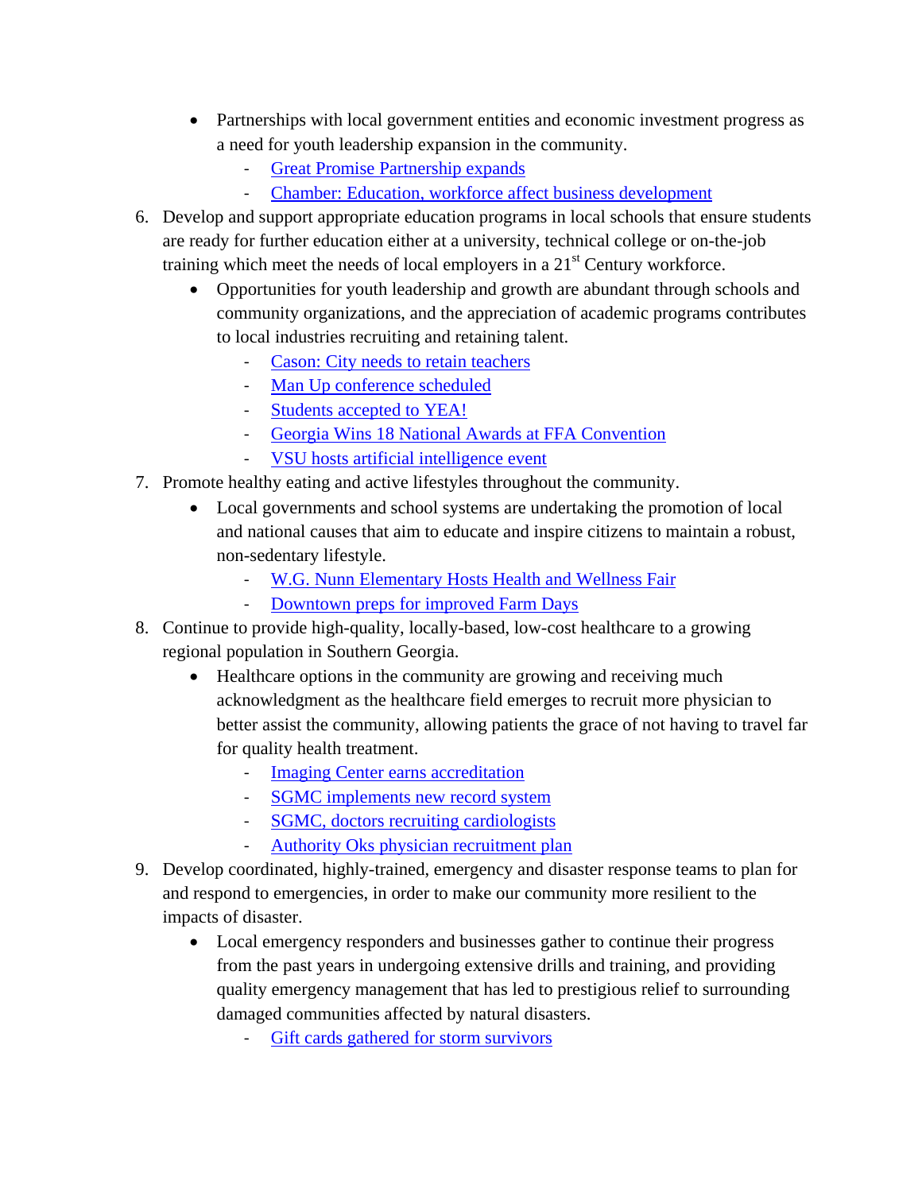- Partnerships with local government entities and economic investment progress as a need for youth leadership expansion in the community.
  - Great Promise Partnership expands
  - Chamber: Education, workforce affect business development

6. Develop and support appropriate education programs in local schools that ensure students are ready for further education either at a university, technical college or on-the-job training which meet the needs of local employers in a 21st Century workforce.
   - Opportunities for youth leadership and growth are abundant through schools and community organizations, and the appreciation of academic programs contributes to local industries recruiting and retaining talent.
     - Cason: City needs to retain teachers
     - Man Up conference scheduled
     - Students accepted to YEA!
     - Georgia Wins 18 National Awards at FFA Convention
     - VSU hosts artificial intelligence event
7. Promote healthy eating and active lifestyles throughout the community.
   - Local governments and school systems are undertaking the promotion of local and national causes that aim to educate and inspire citizens to maintain a robust, non-sedentary lifestyle.
     - W.G. Nunn Elementary Hosts Health and Wellness Fair
     - Downtown preps for improved Farm Days
8. Continue to provide high-quality, locally-based, low-cost healthcare to a growing regional population in Southern Georgia.
   - Healthcare options in the community are growing and receiving much acknowledgment as the healthcare field emerges to recruit more physician to better assist the community, allowing patients the grace of not having to travel far for quality health treatment.
     - Imaging Center earns accreditation
     - SGMC implements new record system
     - SGMC, doctors recruiting cardiologists
     - Authority Oks physician recruitment plan
9. Develop coordinated, highly-trained, emergency and disaster response teams to plan for and respond to emergencies, in order to make our community more resilient to the impacts of disaster.
   - Local emergency responders and businesses gather to continue their progress from the past years in undergoing extensive drills and training, and providing quality emergency management that has led to prestigious relief to surrounding damaged communities affected by natural disasters.
     - Gift cards gathered for storm survivors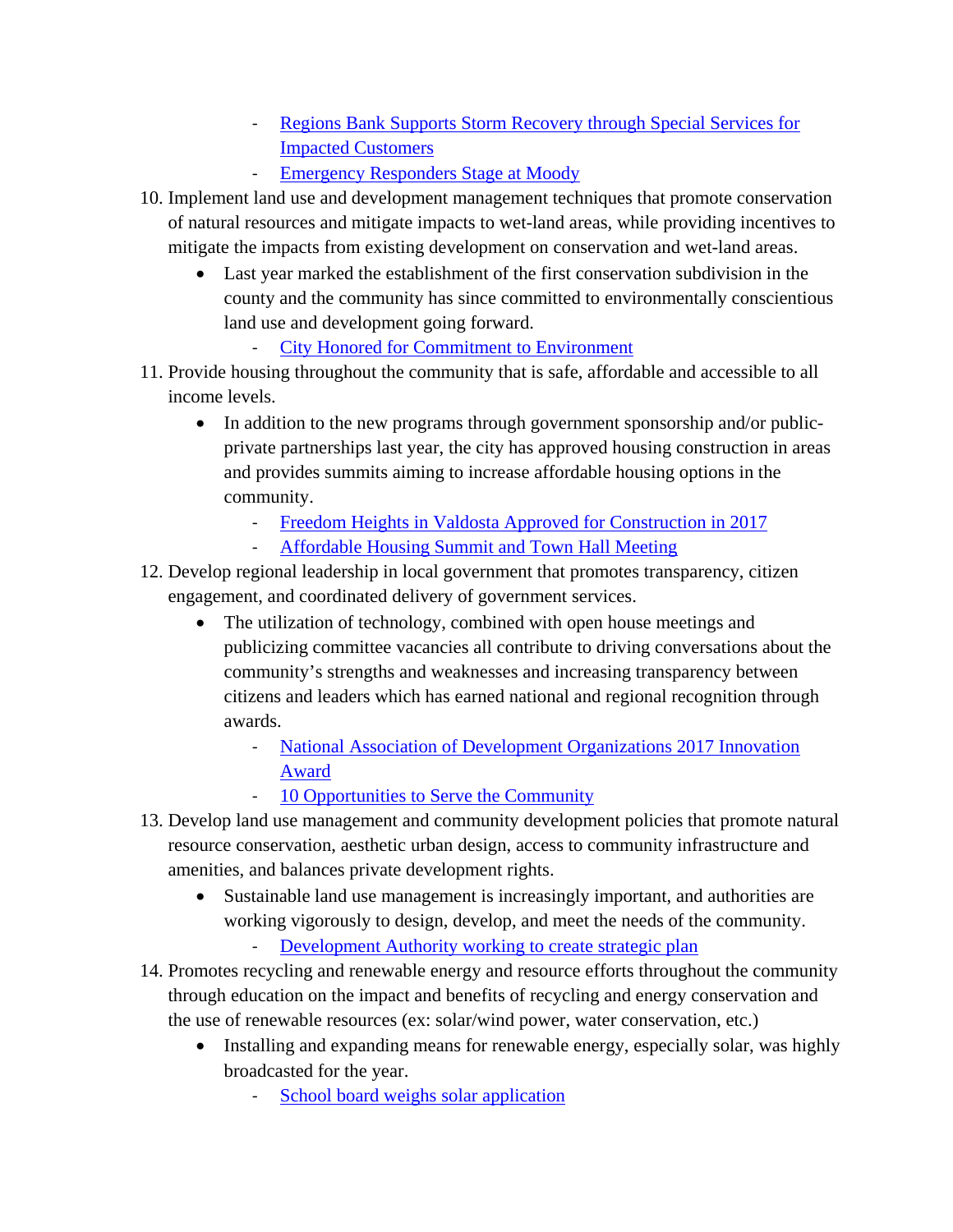- [Regions Bank Supports Storm Recovery through Special Services for Impacted Customers]()
   - [Emergency Responders Stage at Moody]()

10. Implement land use and development management techniques that promote conservation of natural resources and mitigate impacts to wet-land areas, while providing incentives to mitigate the impacts from existing development on conservation and wet-land areas.
    - Last year marked the establishment of the first conservation subdivision in the county and the community has since committed to environmentally conscientious land use and development going forward.
      - [City Honored for Commitment to Environment]()
11. Provide housing throughout the community that is safe, affordable and accessible to all income levels.
    - In addition to the new programs through government sponsorship and/or public-private partnerships last year, the city has approved housing construction in areas and provides summits aiming to increase affordable housing options in the community.
      - [Freedom Heights in Valdosta Approved for Construction in 2017]()
      - [Affordable Housing Summit and Town Hall Meeting]()
12. Develop regional leadership in local government that promotes transparency, citizen engagement, and coordinated delivery of government services.
    - The utilization of technology, combined with open house meetings and publicizing committee vacancies all contribute to driving conversations about the community's strengths and weaknesses and increasing transparency between citizens and leaders which has earned national and regional recognition through awards.
      - [National Association of Development Organizations 2017 Innovation Award]()
      - [10 Opportunities to Serve the Community]()
13. Develop land use management and community development policies that promote natural resource conservation, aesthetic urban design, access to community infrastructure and amenities, and balances private development rights.
    - Sustainable land use management is increasingly important, and authorities are working vigorously to design, develop, and meet the needs of the community.
      - [Development Authority working to create strategic plan]()
14. Promotes recycling and renewable energy and resource efforts throughout the community through education on the impact and benefits of recycling and energy conservation and the use of renewable resources (ex: solar/wind power, water conservation, etc.)
    - Installing and expanding means for renewable energy, especially solar, was highly broadcasted for the year.
      - [School board weighs solar application]()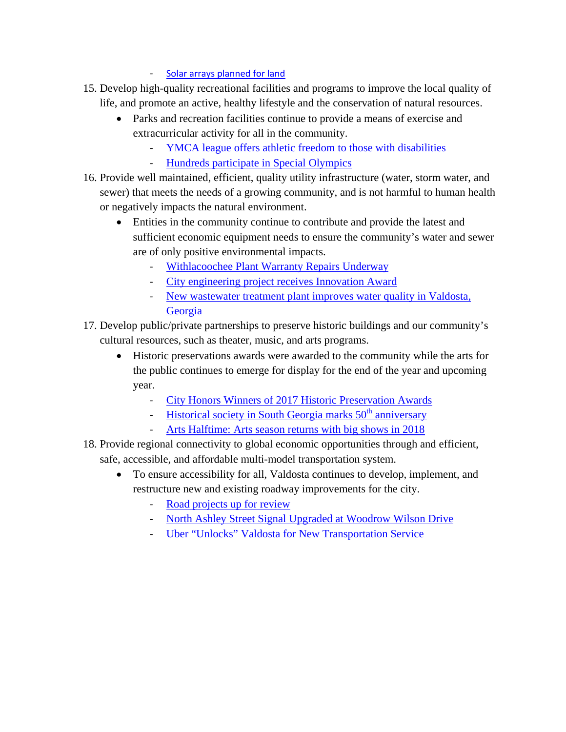- Solar arrays planned for land

15. Develop high-quality recreational facilities and programs to improve the local quality of life, and promote an active, healthy lifestyle and the conservation of natural resources.
    - Parks and recreation facilities continue to provide a means of exercise and extracurricular activity for all in the community.
      - YMCA league offers athletic freedom to those with disabilities
      - Hundreds participate in Special Olympics
16. Provide well maintained, efficient, quality utility infrastructure (water, storm water, and sewer) that meets the needs of a growing community, and is not harmful to human health or negatively impacts the natural environment.
    - Entities in the community continue to contribute and provide the latest and sufficient economic equipment needs to ensure the community's water and sewer are of only positive environmental impacts.
      - Withlacoochee Plant Warranty Repairs Underway
      - City engineering project receives Innovation Award
      - New wastewater treatment plant improves water quality in Valdosta, Georgia
17. Develop public/private partnerships to preserve historic buildings and our community's cultural resources, such as theater, music, and arts programs.
    - Historic preservations awards were awarded to the community while the arts for the public continues to emerge for display for the end of the year and upcoming year.
      - City Honors Winners of 2017 Historic Preservation Awards
      - Historical society in South Georgia marks 50th anniversary
      - Arts Halftime: Arts season returns with big shows in 2018
18. Provide regional connectivity to global economic opportunities through and efficient, safe, accessible, and affordable multi-model transportation system.
    - To ensure accessibility for all, Valdosta continues to develop, implement, and restructure new and existing roadway improvements for the city.
      - Road projects up for review
      - North Ashley Street Signal Upgraded at Woodrow Wilson Drive
      - Uber "Unlocks" Valdosta for New Transportation Service